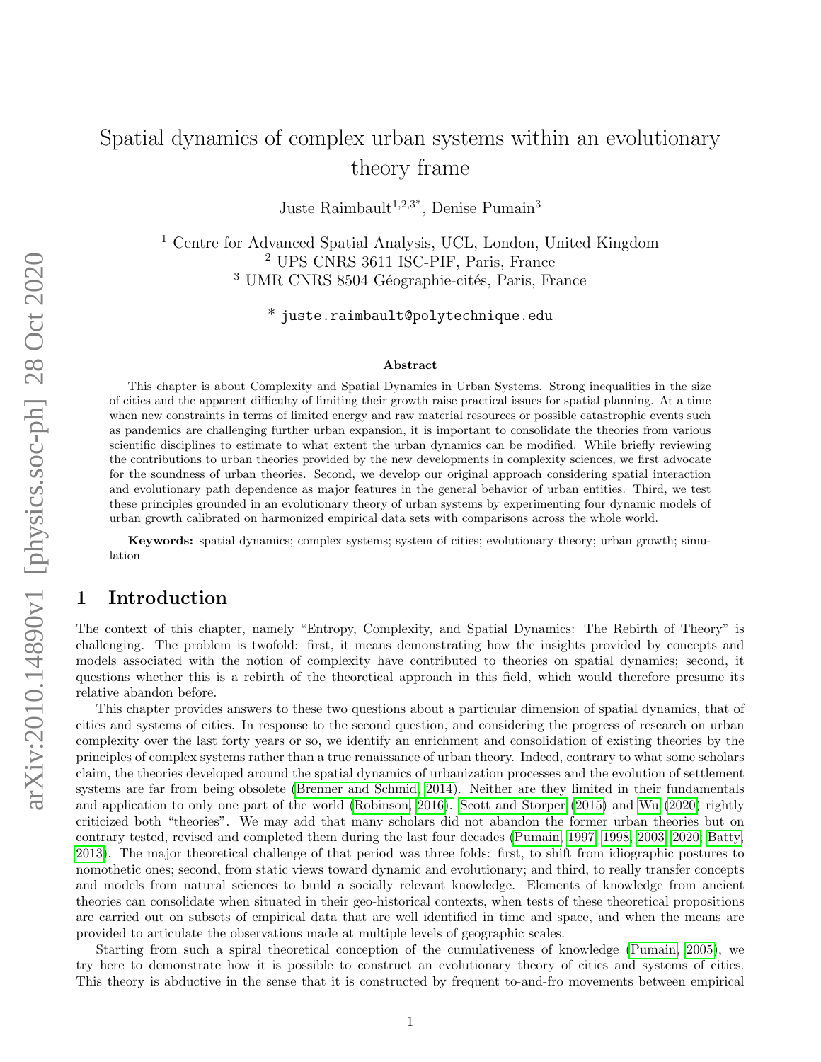# Spatial dynamics of complex urban systems within an evolutionary theory frame

Juste Raimbault[1,2,3*], Denise Pumain[3]

[1] Centre for Advanced Spatial Analysis, UCL, London, United Kingdom
[2] UPS CNRS 3611 ISC-PIF, Paris, France
[3] UMR CNRS 8504 Géographie-cités, Paris, France

[*] juste.raimbault@polytechnique.edu

## Abstract

This chapter is about Complexity and Spatial Dynamics in Urban Systems. Strong inequalities in the size of cities and the apparent difficulty of limiting their growth raise practical issues for spatial planning. At a time when new constraints in terms of limited energy and raw material resources or possible catastrophic events such as pandemics are challenging further urban expansion, it is important to consolidate the theories from various scientific disciplines to estimate to what extent the urban dynamics can be modified. While briefly reviewing the contributions to urban theories provided by the new developments in complexity sciences, we first advocate for the soundness of urban theories. Second, we develop our original approach considering spatial interaction and evolutionary path dependence as major features in the general behavior of urban entities. Third, we test these principles grounded in an evolutionary theory of urban systems by experimenting four dynamic models of urban growth calibrated on harmonized empirical data sets with comparisons across the whole world.

**Keywords:** spatial dynamics; complex systems; system of cities; evolutionary theory; urban growth; simulation

## 1 Introduction

The context of this chapter, namely "Entropy, Complexity, and Spatial Dynamics: The Rebirth of Theory" is challenging. The problem is twofold: first, it means demonstrating how the insights provided by concepts and models associated with the notion of complexity have contributed to theories on spatial dynamics; second, it questions whether this is a rebirth of the theoretical approach in this field, which would therefore presume its relative abandon before.

This chapter provides answers to these two questions about a particular dimension of spatial dynamics, that of cities and systems of cities. In response to the second question, and considering the progress of research on urban complexity over the last forty years or so, we identify an enrichment and consolidation of existing theories by the principles of complex systems rather than a true renaissance of urban theory. Indeed, contrary to what some scholars claim, the theories developed around the spatial dynamics of urbanization processes and the evolution of settlement systems are far from being obsolete (Brenner and Schmid, 2014). Neither are they limited in their fundamentals and application to only one part of the world (Robinson, 2016). Scott and Storper (2015) and Wu (2020) rightly criticized both "theories". We may add that many scholars did not abandon the former urban theories but on contrary tested, revised and completed them during the last four decades (Pumain, 1997, 1998, 2003, 2020; Batty, 2013). The major theoretical challenge of that period was three folds: first, to shift from idiographic postures to nomothetic ones; second, from static views toward dynamic and evolutionary; and third, to really transfer concepts and models from natural sciences to build a socially relevant knowledge. Elements of knowledge from ancient theories can consolidate when situated in their geo-historical contexts, when tests of these theoretical propositions are carried out on subsets of empirical data that are well identified in time and space, and when the means are provided to articulate the observations made at multiple levels of geographic scales.

Starting from such a spiral theoretical conception of the cumulativeness of knowledge (Pumain, 2005), we try here to demonstrate how it is possible to construct an evolutionary theory of cities and systems of cities. This theory is abductive in the sense that it is constructed by frequent to-and-fro movements between empirical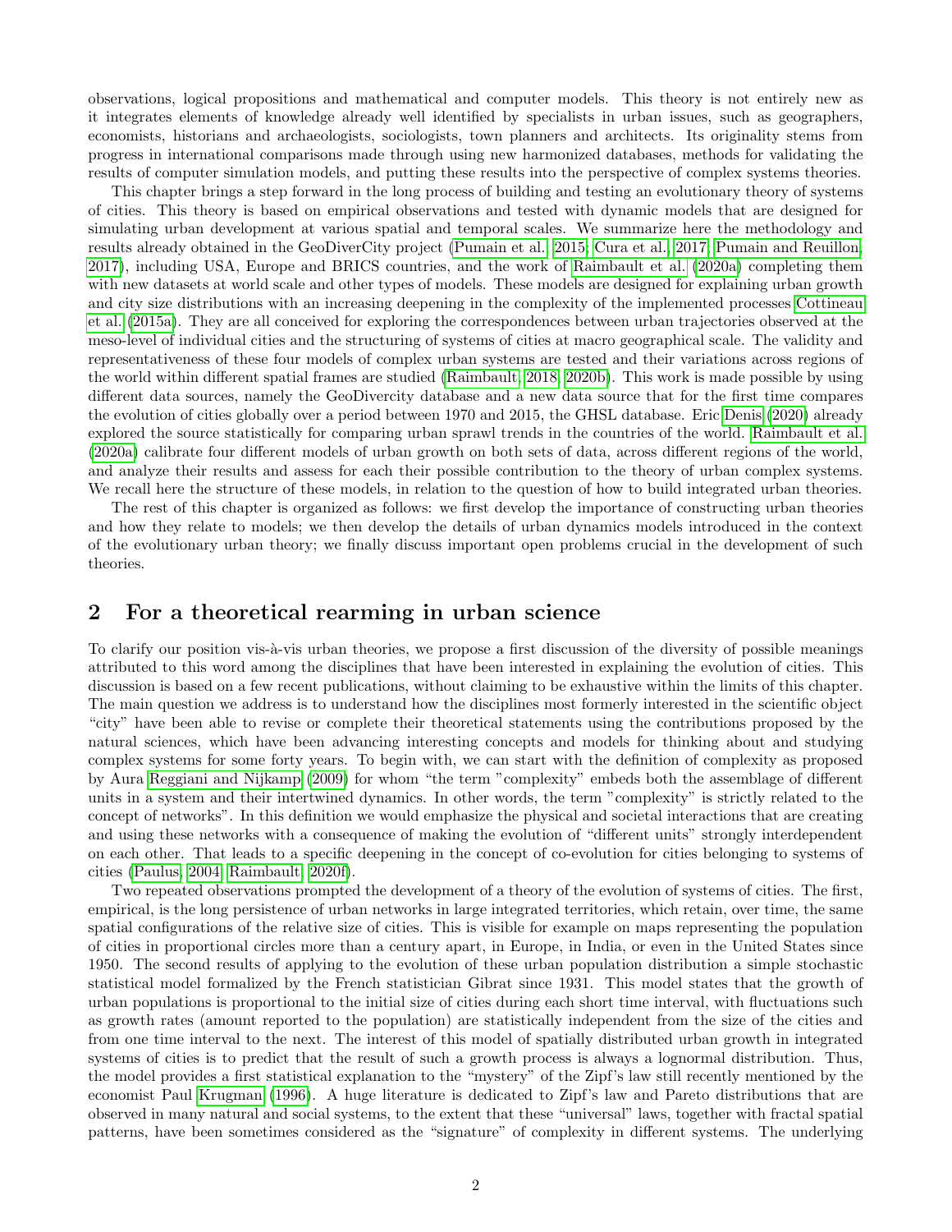observations, logical propositions and mathematical and computer models. This theory is not entirely new as it integrates elements of knowledge already well identified by specialists in urban issues, such as geographers, economists, historians and archaeologists, sociologists, town planners and architects. Its originality stems from progress in international comparisons made through using new harmonized databases, methods for validating the results of computer simulation models, and putting these results into the perspective of complex systems theories.

This chapter brings a step forward in the long process of building and testing an evolutionary theory of systems of cities. This theory is based on empirical observations and tested with dynamic models that are designed for simulating urban development at various spatial and temporal scales. We summarize here the methodology and results already obtained in the GeoDiverCity project (Pumain et al., 2015; Cura et al., 2017; Pumain and Reuillon, 2017), including USA, Europe and BRICS countries, and the work of Raimbault et al. (2020a) completing them with new datasets at world scale and other types of models. These models are designed for explaining urban growth and city size distributions with an increasing deepening in the complexity of the implemented processes Cottineau et al. (2015a). They are all conceived for exploring the correspondences between urban trajectories observed at the meso-level of individual cities and the structuring of systems of cities at macro geographical scale. The validity and representativeness of these four models of complex urban systems are tested and their variations across regions of the world within different spatial frames are studied (Raimbault, 2018, 2020b). This work is made possible by using different data sources, namely the GeoDivercity database and a new data source that for the first time compares the evolution of cities globally over a period between 1970 and 2015, the GHSL database. Eric Denis (2020) already explored the source statistically for comparing urban sprawl trends in the countries of the world. Raimbault et al. (2020a) calibrate four different models of urban growth on both sets of data, across different regions of the world, and analyze their results and assess for each their possible contribution to the theory of urban complex systems. We recall here the structure of these models, in relation to the question of how to build integrated urban theories.

The rest of this chapter is organized as follows: we first develop the importance of constructing urban theories and how they relate to models; we then develop the details of urban dynamics models introduced in the context of the evolutionary urban theory; we finally discuss important open problems crucial in the development of such theories.

## 2 For a theoretical rearming in urban science

To clarify our position vis-à-vis urban theories, we propose a first discussion of the diversity of possible meanings attributed to this word among the disciplines that have been interested in explaining the evolution of cities. This discussion is based on a few recent publications, without claiming to be exhaustive within the limits of this chapter. The main question we address is to understand how the disciplines most formerly interested in the scientific object "city" have been able to revise or complete their theoretical statements using the contributions proposed by the natural sciences, which have been advancing interesting concepts and models for thinking about and studying complex systems for some forty years. To begin with, we can start with the definition of complexity as proposed by Aura Reggiani and Nijkamp (2009) for whom "the term "complexity" embeds both the assemblage of different units in a system and their intertwined dynamics. In other words, the term "complexity" is strictly related to the concept of networks". In this definition we would emphasize the physical and societal interactions that are creating and using these networks with a consequence of making the evolution of "different units" strongly interdependent on each other. That leads to a specific deepening in the concept of co-evolution for cities belonging to systems of cities (Paulus, 2004; Raimbault, 2020f).

Two repeated observations prompted the development of a theory of the evolution of systems of cities. The first, empirical, is the long persistence of urban networks in large integrated territories, which retain, over time, the same spatial configurations of the relative size of cities. This is visible for example on maps representing the population of cities in proportional circles more than a century apart, in Europe, in India, or even in the United States since 1950. The second results of applying to the evolution of these urban population distribution a simple stochastic statistical model formalized by the French statistician Gibrat since 1931. This model states that the growth of urban populations is proportional to the initial size of cities during each short time interval, with fluctuations such as growth rates (amount reported to the population) are statistically independent from the size of the cities and from one time interval to the next. The interest of this model of spatially distributed urban growth in integrated systems of cities is to predict that the result of such a growth process is always a lognormal distribution. Thus, the model provides a first statistical explanation to the "mystery" of the Zipf's law still recently mentioned by the economist Paul Krugman (1996). A huge literature is dedicated to Zipf's law and Pareto distributions that are observed in many natural and social systems, to the extent that these "universal" laws, together with fractal spatial patterns, have been sometimes considered as the "signature" of complexity in different systems. The underlying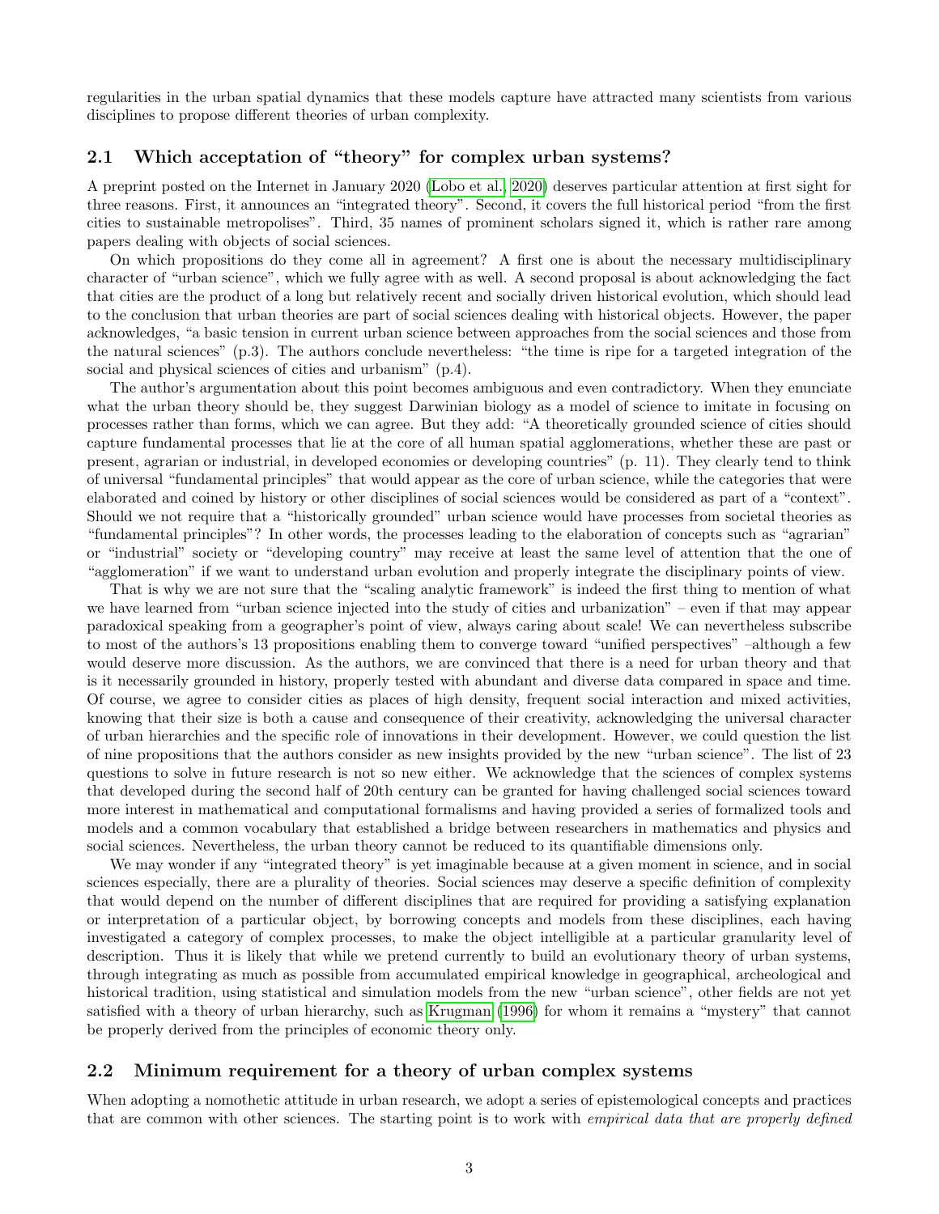regularities in the urban spatial dynamics that these models capture have attracted many scientists from various disciplines to propose different theories of urban complexity.

## 2.1 Which acceptation of "theory" for complex urban systems?

A preprint posted on the Internet in January 2020 (Lobo et al., 2020) deserves particular attention at first sight for three reasons. First, it announces an "integrated theory". Second, it covers the full historical period "from the first cities to sustainable metropolises". Third, 35 names of prominent scholars signed it, which is rather rare among papers dealing with objects of social sciences.

On which propositions do they come all in agreement? A first one is about the necessary multidisciplinary character of "urban science", which we fully agree with as well. A second proposal is about acknowledging the fact that cities are the product of a long but relatively recent and socially driven historical evolution, which should lead to the conclusion that urban theories are part of social sciences dealing with historical objects. However, the paper acknowledges, "a basic tension in current urban science between approaches from the social sciences and those from the natural sciences" (p.3). The authors conclude nevertheless: "the time is ripe for a targeted integration of the social and physical sciences of cities and urbanism" (p.4).

The author's argumentation about this point becomes ambiguous and even contradictory. When they enunciate what the urban theory should be, they suggest Darwinian biology as a model of science to imitate in focusing on processes rather than forms, which we can agree. But they add: "A theoretically grounded science of cities should capture fundamental processes that lie at the core of all human spatial agglomerations, whether these are past or present, agrarian or industrial, in developed economies or developing countries" (p. 11). They clearly tend to think of universal "fundamental principles" that would appear as the core of urban science, while the categories that were elaborated and coined by history or other disciplines of social sciences would be considered as part of a "context". Should we not require that a "historically grounded" urban science would have processes from societal theories as "fundamental principles"? In other words, the processes leading to the elaboration of concepts such as "agrarian" or "industrial" society or "developing country" may receive at least the same level of attention that the one of "agglomeration" if we want to understand urban evolution and properly integrate the disciplinary points of view.

That is why we are not sure that the "scaling analytic framework" is indeed the first thing to mention of what we have learned from "urban science injected into the study of cities and urbanization" – even if that may appear paradoxical speaking from a geographer's point of view, always caring about scale! We can nevertheless subscribe to most of the authors's 13 propositions enabling them to converge toward "unified perspectives" –although a few would deserve more discussion. As the authors, we are convinced that there is a need for urban theory and that is it necessarily grounded in history, properly tested with abundant and diverse data compared in space and time. Of course, we agree to consider cities as places of high density, frequent social interaction and mixed activities, knowing that their size is both a cause and consequence of their creativity, acknowledging the universal character of urban hierarchies and the specific role of innovations in their development. However, we could question the list of nine propositions that the authors consider as new insights provided by the new "urban science". The list of 23 questions to solve in future research is not so new either. We acknowledge that the sciences of complex systems that developed during the second half of 20th century can be granted for having challenged social sciences toward more interest in mathematical and computational formalisms and having provided a series of formalized tools and models and a common vocabulary that established a bridge between researchers in mathematics and physics and social sciences. Nevertheless, the urban theory cannot be reduced to its quantifiable dimensions only.

We may wonder if any "integrated theory" is yet imaginable because at a given moment in science, and in social sciences especially, there are a plurality of theories. Social sciences may deserve a specific definition of complexity that would depend on the number of different disciplines that are required for providing a satisfying explanation or interpretation of a particular object, by borrowing concepts and models from these disciplines, each having investigated a category of complex processes, to make the object intelligible at a particular granularity level of description. Thus it is likely that while we pretend currently to build an evolutionary theory of urban systems, through integrating as much as possible from accumulated empirical knowledge in geographical, archeological and historical tradition, using statistical and simulation models from the new "urban science", other fields are not yet satisfied with a theory of urban hierarchy, such as Krugman (1996) for whom it remains a "mystery" that cannot be properly derived from the principles of economic theory only.

## 2.2 Minimum requirement for a theory of urban complex systems

When adopting a nomothetic attitude in urban research, we adopt a series of epistemological concepts and practices that are common with other sciences. The starting point is to work with *empirical data that are properly defined*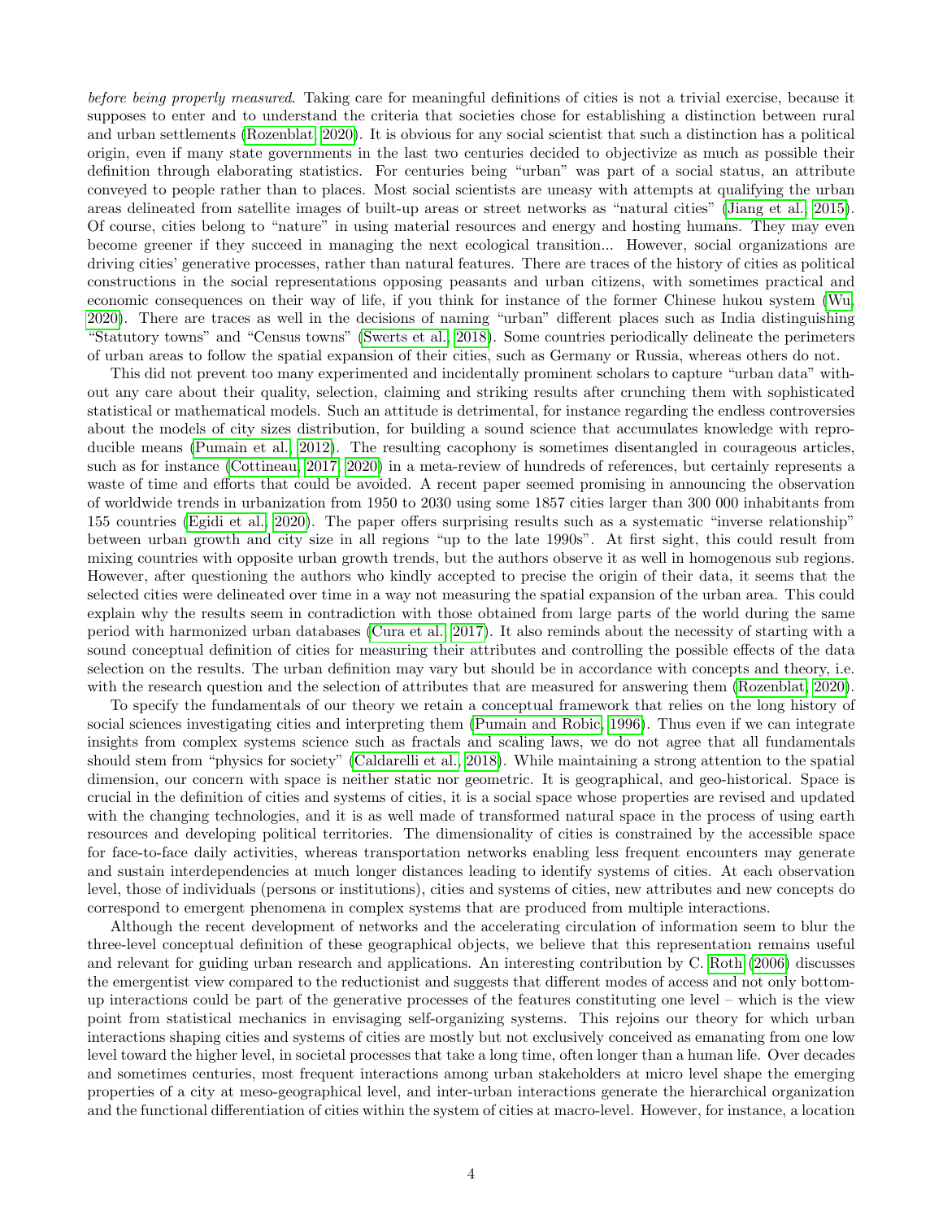*before being properly measured*. Taking care for meaningful definitions of cities is not a trivial exercise, because it supposes to enter and to understand the criteria that societies chose for establishing a distinction between rural and urban settlements (Rozenblat, 2020). It is obvious for any social scientist that such a distinction has a political origin, even if many state governments in the last two centuries decided to objectivize as much as possible their definition through elaborating statistics. For centuries being "urban" was part of a social status, an attribute conveyed to people rather than to places. Most social scientists are uneasy with attempts at qualifying the urban areas delineated from satellite images of built-up areas or street networks as "natural cities" (Jiang et al., 2015). Of course, cities belong to "nature" in using material resources and energy and hosting humans. They may even become greener if they succeed in managing the next ecological transition... However, social organizations are driving cities' generative processes, rather than natural features. There are traces of the history of cities as political constructions in the social representations opposing peasants and urban citizens, with sometimes practical and economic consequences on their way of life, if you think for instance of the former Chinese hukou system (Wu, 2020). There are traces as well in the decisions of naming "urban" different places such as India distinguishing "Statutory towns" and "Census towns" (Swerts et al., 2018). Some countries periodically delineate the perimeters of urban areas to follow the spatial expansion of their cities, such as Germany or Russia, whereas others do not.

This did not prevent too many experimented and incidentally prominent scholars to capture "urban data" without any care about their quality, selection, claiming and striking results after crunching them with sophisticated statistical or mathematical models. Such an attitude is detrimental, for instance regarding the endless controversies about the models of city sizes distribution, for building a sound science that accumulates knowledge with reproducible means (Pumain et al., 2012). The resulting cacophony is sometimes disentangled in courageous articles, such as for instance (Cottineau, 2017, 2020) in a meta-review of hundreds of references, but certainly represents a waste of time and efforts that could be avoided. A recent paper seemed promising in announcing the observation of worldwide trends in urbanization from 1950 to 2030 using some 1857 cities larger than 300 000 inhabitants from 155 countries (Egidi et al., 2020). The paper offers surprising results such as a systematic "inverse relationship" between urban growth and city size in all regions "up to the late 1990s". At first sight, this could result from mixing countries with opposite urban growth trends, but the authors observe it as well in homogenous sub regions. However, after questioning the authors who kindly accepted to precise the origin of their data, it seems that the selected cities were delineated over time in a way not measuring the spatial expansion of the urban area. This could explain why the results seem in contradiction with those obtained from large parts of the world during the same period with harmonized urban databases (Cura et al., 2017). It also reminds about the necessity of starting with a sound conceptual definition of cities for measuring their attributes and controlling the possible effects of the data selection on the results. The urban definition may vary but should be in accordance with concepts and theory, i.e. with the research question and the selection of attributes that are measured for answering them (Rozenblat, 2020).

To specify the fundamentals of our theory we retain a conceptual framework that relies on the long history of social sciences investigating cities and interpreting them (Pumain and Robic, 1996). Thus even if we can integrate insights from complex systems science such as fractals and scaling laws, we do not agree that all fundamentals should stem from "physics for society" (Caldarelli et al., 2018). While maintaining a strong attention to the spatial dimension, our concern with space is neither static nor geometric. It is geographical, and geo-historical. Space is crucial in the definition of cities and systems of cities, it is a social space whose properties are revised and updated with the changing technologies, and it is as well made of transformed natural space in the process of using earth resources and developing political territories. The dimensionality of cities is constrained by the accessible space for face-to-face daily activities, whereas transportation networks enabling less frequent encounters may generate and sustain interdependencies at much longer distances leading to identify systems of cities. At each observation level, those of individuals (persons or institutions), cities and systems of cities, new attributes and new concepts do correspond to emergent phenomena in complex systems that are produced from multiple interactions.

Although the recent development of networks and the accelerating circulation of information seem to blur the three-level conceptual definition of these geographical objects, we believe that this representation remains useful and relevant for guiding urban research and applications. An interesting contribution by C. Roth (2006) discusses the emergentist view compared to the reductionist and suggests that different modes of access and not only bottom-up interactions could be part of the generative processes of the features constituting one level – which is the view point from statistical mechanics in envisaging self-organizing systems. This rejoins our theory for which urban interactions shaping cities and systems of cities are mostly but not exclusively conceived as emanating from one low level toward the higher level, in societal processes that take a long time, often longer than a human life. Over decades and sometimes centuries, most frequent interactions among urban stakeholders at micro level shape the emerging properties of a city at meso-geographical level, and inter-urban interactions generate the hierarchical organization and the functional differentiation of cities within the system of cities at macro-level. However, for instance, a location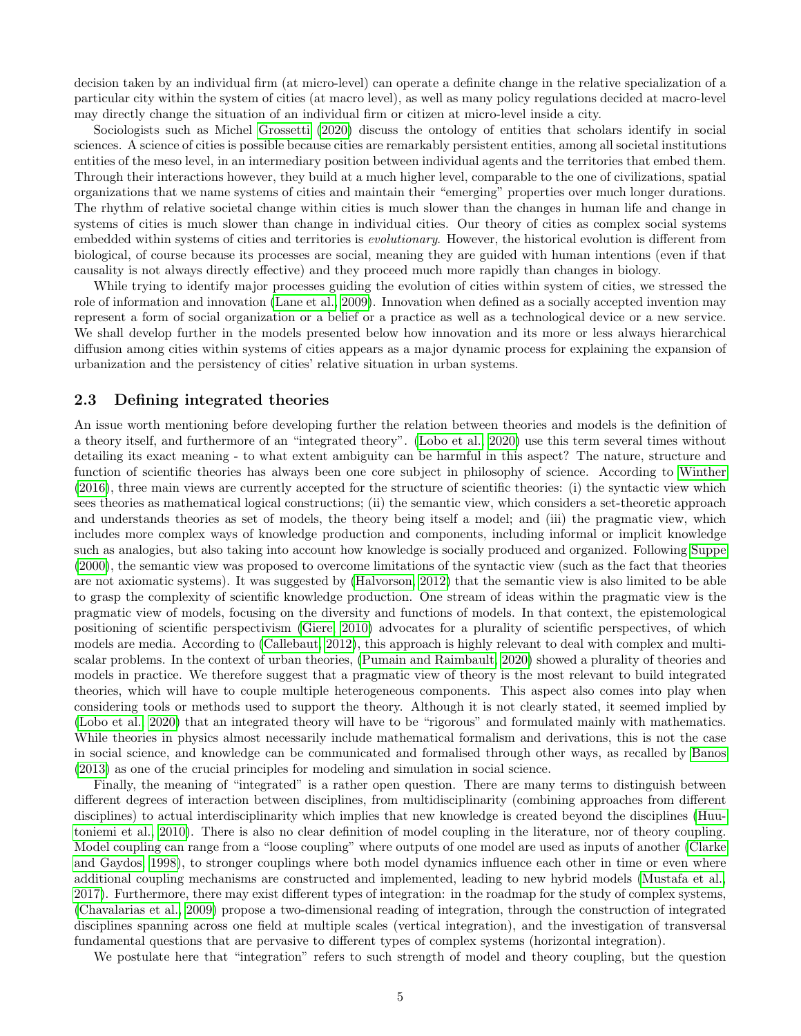decision taken by an individual firm (at micro-level) can operate a definite change in the relative specialization of a particular city within the system of cities (at macro level), as well as many policy regulations decided at macro-level may directly change the situation of an individual firm or citizen at micro-level inside a city.

Sociologists such as Michel Grossetti (2020) discuss the ontology of entities that scholars identify in social sciences. A science of cities is possible because cities are remarkably persistent entities, among all societal institutions entities of the meso level, in an intermediary position between individual agents and the territories that embed them. Through their interactions however, they build at a much higher level, comparable to the one of civilizations, spatial organizations that we name systems of cities and maintain their "emerging" properties over much longer durations. The rhythm of relative societal change within cities is much slower than the changes in human life and change in systems of cities is much slower than change in individual cities. Our theory of cities as complex social systems embedded within systems of cities and territories is *evolutionary*. However, the historical evolution is different from biological, of course because its processes are social, meaning they are guided with human intentions (even if that causality is not always directly effective) and they proceed much more rapidly than changes in biology.

While trying to identify major processes guiding the evolution of cities within system of cities, we stressed the role of information and innovation (Lane et al., 2009). Innovation when defined as a socially accepted invention may represent a form of social organization or a belief or a practice as well as a technological device or a new service. We shall develop further in the models presented below how innovation and its more or less always hierarchical diffusion among cities within systems of cities appears as a major dynamic process for explaining the expansion of urbanization and the persistency of cities' relative situation in urban systems.

## 2.3 Defining integrated theories

An issue worth mentioning before developing further the relation between theories and models is the definition of a theory itself, and furthermore of an "integrated theory". (Lobo et al., 2020) use this term several times without detailing its exact meaning - to what extent ambiguity can be harmful in this aspect? The nature, structure and function of scientific theories has always been one core subject in philosophy of science. According to Winther (2016), three main views are currently accepted for the structure of scientific theories: (i) the syntactic view which sees theories as mathematical logical constructions; (ii) the semantic view, which considers a set-theoretic approach and understands theories as set of models, the theory being itself a model; and (iii) the pragmatic view, which includes more complex ways of knowledge production and components, including informal or implicit knowledge such as analogies, but also taking into account how knowledge is socially produced and organized. Following Suppe (2000), the semantic view was proposed to overcome limitations of the syntactic view (such as the fact that theories are not axiomatic systems). It was suggested by (Halvorson, 2012) that the semantic view is also limited to be able to grasp the complexity of scientific knowledge production. One stream of ideas within the pragmatic view is the pragmatic view of models, focusing on the diversity and functions of models. In that context, the epistemological positioning of scientific perspectivism (Giere, 2010) advocates for a plurality of scientific perspectives, of which models are media. According to (Callebaut, 2012), this approach is highly relevant to deal with complex and multi-scalar problems. In the context of urban theories, (Pumain and Raimbault, 2020) showed a plurality of theories and models in practice. We therefore suggest that a pragmatic view of theory is the most relevant to build integrated theories, which will have to couple multiple heterogeneous components. This aspect also comes into play when considering tools or methods used to support the theory. Although it is not clearly stated, it seemed implied by (Lobo et al., 2020) that an integrated theory will have to be "rigorous" and formulated mainly with mathematics. While theories in physics almost necessarily include mathematical formalism and derivations, this is not the case in social science, and knowledge can be communicated and formalised through other ways, as recalled by Banos (2013) as one of the crucial principles for modeling and simulation in social science.

Finally, the meaning of "integrated" is a rather open question. There are many terms to distinguish between different degrees of interaction between disciplines, from multidisciplinarity (combining approaches from different disciplines) to actual interdisciplinarity which implies that new knowledge is created beyond the disciplines (Huutoniemi et al., 2010). There is also no clear definition of model coupling in the literature, nor of theory coupling. Model coupling can range from a "loose coupling" where outputs of one model are used as inputs of another (Clarke and Gaydos, 1998), to stronger couplings where both model dynamics influence each other in time or even where additional coupling mechanisms are constructed and implemented, leading to new hybrid models (Mustafa et al., 2017). Furthermore, there may exist different types of integration: in the roadmap for the study of complex systems, (Chavalarias et al., 2009) propose a two-dimensional reading of integration, through the construction of integrated disciplines spanning across one field at multiple scales (vertical integration), and the investigation of transversal fundamental questions that are pervasive to different types of complex systems (horizontal integration).

We postulate here that "integration" refers to such strength of model and theory coupling, but the question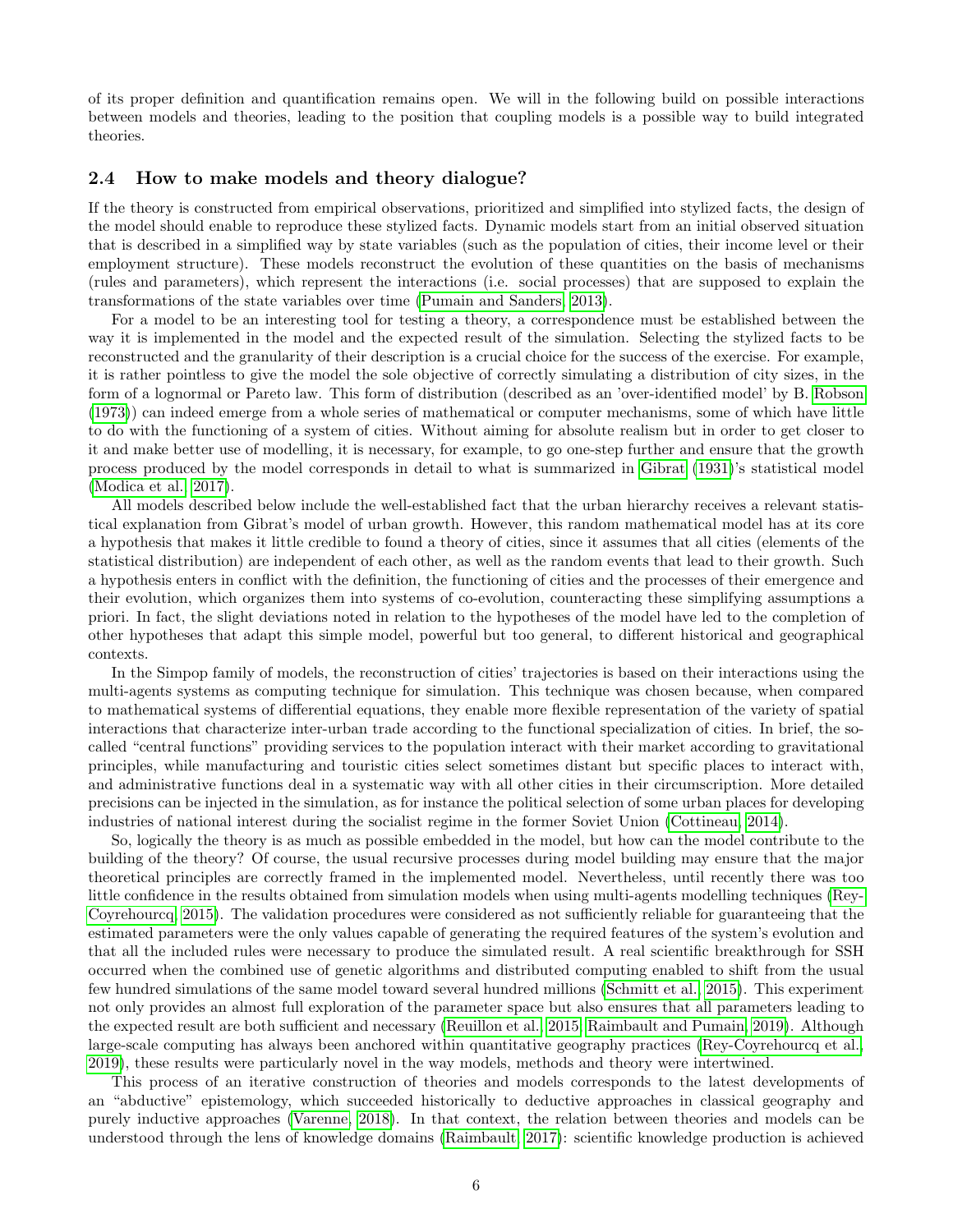of its proper definition and quantification remains open. We will in the following build on possible interactions between models and theories, leading to the position that coupling models is a possible way to build integrated theories.

### 2.4 How to make models and theory dialogue?

If the theory is constructed from empirical observations, prioritized and simplified into stylized facts, the design of the model should enable to reproduce these stylized facts. Dynamic models start from an initial observed situation that is described in a simplified way by state variables (such as the population of cities, their income level or their employment structure). These models reconstruct the evolution of these quantities on the basis of mechanisms (rules and parameters), which represent the interactions (i.e. social processes) that are supposed to explain the transformations of the state variables over time (Pumain and Sanders, 2013).

For a model to be an interesting tool for testing a theory, a correspondence must be established between the way it is implemented in the model and the expected result of the simulation. Selecting the stylized facts to be reconstructed and the granularity of their description is a crucial choice for the success of the exercise. For example, it is rather pointless to give the model the sole objective of correctly simulating a distribution of city sizes, in the form of a lognormal or Pareto law. This form of distribution (described as an 'over-identified model' by B. Robson (1973)) can indeed emerge from a whole series of mathematical or computer mechanisms, some of which have little to do with the functioning of a system of cities. Without aiming for absolute realism but in order to get closer to it and make better use of modelling, it is necessary, for example, to go one-step further and ensure that the growth process produced by the model corresponds in detail to what is summarized in Gibrat (1931)'s statistical model (Modica et al., 2017).

All models described below include the well-established fact that the urban hierarchy receives a relevant statistical explanation from Gibrat's model of urban growth. However, this random mathematical model has at its core a hypothesis that makes it little credible to found a theory of cities, since it assumes that all cities (elements of the statistical distribution) are independent of each other, as well as the random events that lead to their growth. Such a hypothesis enters in conflict with the definition, the functioning of cities and the processes of their emergence and their evolution, which organizes them into systems of co-evolution, counteracting these simplifying assumptions a priori. In fact, the slight deviations noted in relation to the hypotheses of the model have led to the completion of other hypotheses that adapt this simple model, powerful but too general, to different historical and geographical contexts.

In the Simpop family of models, the reconstruction of cities' trajectories is based on their interactions using the multi-agents systems as computing technique for simulation. This technique was chosen because, when compared to mathematical systems of differential equations, they enable more flexible representation of the variety of spatial interactions that characterize inter-urban trade according to the functional specialization of cities. In brief, the so-called "central functions" providing services to the population interact with their market according to gravitational principles, while manufacturing and touristic cities select sometimes distant but specific places to interact with, and administrative functions deal in a systematic way with all other cities in their circumscription. More detailed precisions can be injected in the simulation, as for instance the political selection of some urban places for developing industries of national interest during the socialist regime in the former Soviet Union (Cottineau, 2014).

So, logically the theory is as much as possible embedded in the model, but how can the model contribute to the building of the theory? Of course, the usual recursive processes during model building may ensure that the major theoretical principles are correctly framed in the implemented model. Nevertheless, until recently there was too little confidence in the results obtained from simulation models when using multi-agents modelling techniques (Rey-Coyrehourcq, 2015). The validation procedures were considered as not sufficiently reliable for guaranteeing that the estimated parameters were the only values capable of generating the required features of the system's evolution and that all the included rules were necessary to produce the simulated result. A real scientific breakthrough for SSH occurred when the combined use of genetic algorithms and distributed computing enabled to shift from the usual few hundred simulations of the same model toward several hundred millions (Schmitt et al., 2015). This experiment not only provides an almost full exploration of the parameter space but also ensures that all parameters leading to the expected result are both sufficient and necessary (Reuillon et al., 2015; Raimbault and Pumain, 2019). Although large-scale computing has always been anchored within quantitative geography practices (Rey-Coyrehourcq et al., 2019), these results were particularly novel in the way models, methods and theory were intertwined.

This process of an iterative construction of theories and models corresponds to the latest developments of an "abductive" epistemology, which succeeded historically to deductive approaches in classical geography and purely inductive approaches (Varenne, 2018). In that context, the relation between theories and models can be understood through the lens of knowledge domains (Raimbault, 2017): scientific knowledge production is achieved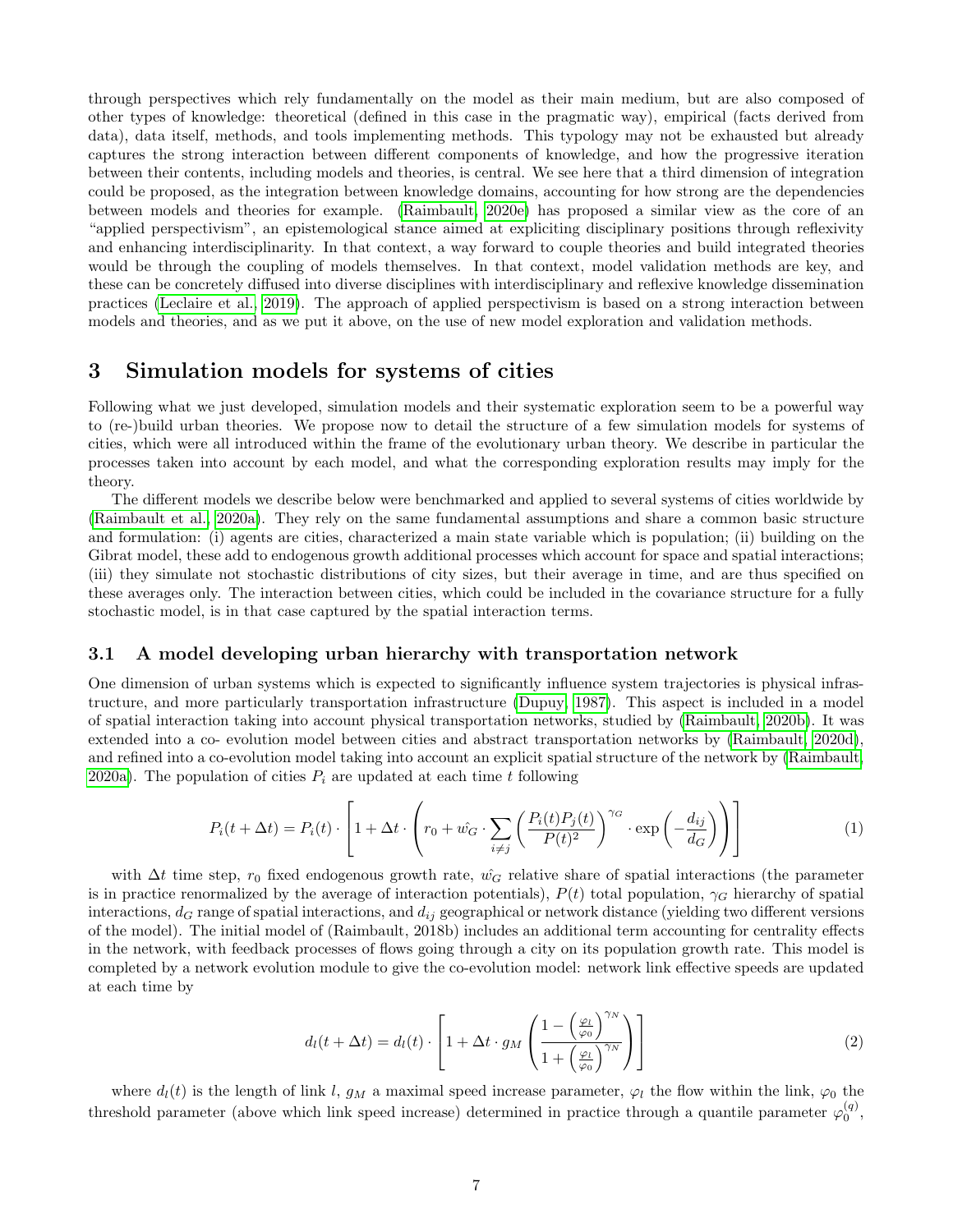through perspectives which rely fundamentally on the model as their main medium, but are also composed of other types of knowledge: theoretical (defined in this case in the pragmatic way), empirical (facts derived from data), data itself, methods, and tools implementing methods. This typology may not be exhausted but already captures the strong interaction between different components of knowledge, and how the progressive iteration between their contents, including models and theories, is central. We see here that a third dimension of integration could be proposed, as the integration between knowledge domains, accounting for how strong are the dependencies between models and theories for example. (Raimbault, 2020e) has proposed a similar view as the core of an "applied perspectivism", an epistemological stance aimed at expliciting disciplinary positions through reflexivity and enhancing interdisciplinarity. In that context, a way forward to couple theories and build integrated theories would be through the coupling of models themselves. In that context, model validation methods are key, and these can be concretely diffused into diverse disciplines with interdisciplinary and reflexive knowledge dissemination practices (Leclaire et al., 2019). The approach of applied perspectivism is based on a strong interaction between models and theories, and as we put it above, on the use of new model exploration and validation methods.

## 3 Simulation models for systems of cities

Following what we just developed, simulation models and their systematic exploration seem to be a powerful way to (re-)build urban theories. We propose now to detail the structure of a few simulation models for systems of cities, which were all introduced within the frame of the evolutionary urban theory. We describe in particular the processes taken into account by each model, and what the corresponding exploration results may imply for the theory.

The different models we describe below were benchmarked and applied to several systems of cities worldwide by (Raimbault et al., 2020a). They rely on the same fundamental assumptions and share a common basic structure and formulation: (i) agents are cities, characterized a main state variable which is population; (ii) building on the Gibrat model, these add to endogenous growth additional processes which account for space and spatial interactions; (iii) they simulate not stochastic distributions of city sizes, but their average in time, and are thus specified on these averages only. The interaction between cities, which could be included in the covariance structure for a fully stochastic model, is in that case captured by the spatial interaction terms.

### 3.1 A model developing urban hierarchy with transportation network

One dimension of urban systems which is expected to significantly influence system trajectories is physical infrastructure, and more particularly transportation infrastructure (Dupuy, 1987). This aspect is included in a model of spatial interaction taking into account physical transportation networks, studied by (Raimbault, 2020b). It was extended into a co- evolution model between cities and abstract transportation networks by (Raimbault, 2020d), and refined into a co-evolution model taking into account an explicit spatial structure of the network by (Raimbault, 2020a). The population of cities $P_i$ are updated at each time $t$ following

$$P_i(t + \Delta t) = P_i(t) \cdot \left[ 1 + \Delta t \cdot \left( r_0 + \hat{w_G} \cdot \sum_{i \neq j} \left( \frac{P_i(t) P_j(t)}{P(t)^2} \right)^{\gamma_G} \cdot \exp\left( -\frac{d_{ij}}{d_G} \right) \right) \right] \tag{1}$$

with $\Delta t$ time step, $r_0$ fixed endogenous growth rate, $\hat{w_G}$ relative share of spatial interactions (the parameter is in practice renormalized by the average of interaction potentials), $P(t)$ total population, $\gamma_G$ hierarchy of spatial interactions, $d_G$ range of spatial interactions, and $d_{ij}$ geographical or network distance (yielding two different versions of the model). The initial model of (Raimbault, 2018b) includes an additional term accounting for centrality effects in the network, with feedback processes of flows going through a city on its population growth rate. This model is completed by a network evolution module to give the co-evolution model: network link effective speeds are updated at each time by

$$d_l(t + \Delta t) = d_l(t) \cdot \left[ 1 + \Delta t \cdot g_M \left( \frac{1 - \left( \frac{\varphi_l}{\varphi_0} \right)^{\gamma_N}}{1 + \left( \frac{\varphi_l}{\varphi_0} \right)^{\gamma_N}} \right) \right] \tag{2}$$

where $d_l(t)$ is the length of link $l$, $g_M$ a maximal speed increase parameter, $\varphi_l$ the flow within the link, $\varphi_0$ the threshold parameter (above which link speed increase) determined in practice through a quantile parameter $\varphi_0^{(q)}$,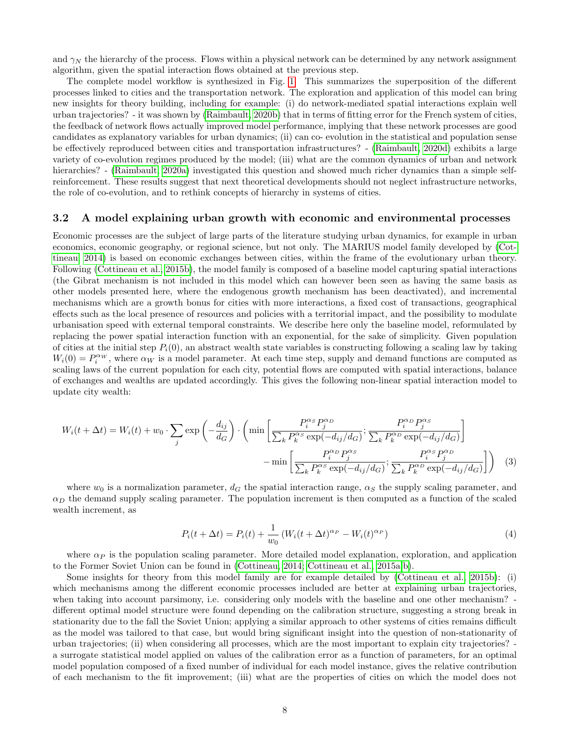and $\gamma_N$ the hierarchy of the process. Flows within a physical network can be determined by any network assignment algorithm, given the spatial interaction flows obtained at the previous step.

The complete model workflow is synthesized in Fig. 1. This summarizes the superposition of the different processes linked to cities and the transportation network. The exploration and application of this model can bring new insights for theory building, including for example: (i) do network-mediated spatial interactions explain well urban trajectories? - it was shown by (Raimbault, 2020b) that in terms of fitting error for the French system of cities, the feedback of network flows actually improved model performance, implying that these network processes are good candidates as explanatory variables for urban dynamics; (ii) can co- evolution in the statistical and population sense be effectively reproduced between cities and transportation infrastructures? - (Raimbault, 2020d) exhibits a large variety of co-evolution regimes produced by the model; (iii) what are the common dynamics of urban and network hierarchies? - (Raimbault, 2020a) investigated this question and showed much richer dynamics than a simple self-reinforcement. These results suggest that next theoretical developments should not neglect infrastructure networks, the role of co-evolution, and to rethink concepts of hierarchy in systems of cities.

### 3.2 A model explaining urban growth with economic and environmental processes

Economic processes are the subject of large parts of the literature studying urban dynamics, for example in urban economics, economic geography, or regional science, but not only. The MARIUS model family developed by (Cottineau, 2014) is based on economic exchanges between cities, within the frame of the evolutionary urban theory. Following (Cottineau et al., 2015b), the model family is composed of a baseline model capturing spatial interactions (the Gibrat mechanism is not included in this model which can however been seen as having the same basis as other models presented here, where the endogenous growth mechanism has been deactivated), and incremental mechanisms which are a growth bonus for cities with more interactions, a fixed cost of transactions, geographical effects such as the local presence of resources and policies with a territorial impact, and the possibility to modulate urbanisation speed with external temporal constraints. We describe here only the baseline model, reformulated by replacing the power spatial interaction function with an exponential, for the sake of simplicity. Given population of cities at the initial step $P_i(0)$, an abstract wealth state variables is constructing following a scaling law by taking $W_i(0) = P_i^{\alpha_W}$, where $\alpha_W$ is a model parameter. At each time step, supply and demand functions are computed as scaling laws of the current population for each city, potential flows are computed with spatial interactions, balance of exchanges and wealths are updated accordingly. This gives the following non-linear spatial interaction model to update city wealth:

$$W_i(t+\Delta t) = W_i(t) + w_0 \cdot \sum_j \exp\left(-\frac{d_{ij}}{d_G}\right) \cdot \left( \min\left[\frac{P_i^{\alpha_S} P_j^{\alpha_D}}{\sum_k P_k^{\alpha_S} \exp(-d_{ij}/d_G)} ; \frac{P_i^{\alpha_D} P_j^{\alpha_S}}{\sum_k P_k^{\alpha_D} \exp(-d_{ij}/d_G)}\right] - \min\left[\frac{P_i^{\alpha_D} P_j^{\alpha_S}}{\sum_k P_k^{\alpha_S} \exp(-d_{ij}/d_G)} ; \frac{P_i^{\alpha_S} P_j^{\alpha_D}}{\sum_k P_k^{\alpha_D} \exp(-d_{ij}/d_G)}\right] \right) \quad (3)$$

where $w_0$ is a normalization parameter, $d_G$ the spatial interaction range, $\alpha_S$ the supply scaling parameter, and $\alpha_D$ the demand supply scaling parameter. The population increment is then computed as a function of the scaled wealth increment, as

$$P_i(t+\Delta t) = P_i(t) + \frac{1}{w_0}\left(W_i(t+\Delta t)^{\alpha_P} - W_i(t)^{\alpha_P}\right) \quad (4)$$

where $\alpha_P$ is the population scaling parameter. More detailed model explanation, exploration, and application to the Former Soviet Union can be found in (Cottineau, 2014; Cottineau et al., 2015a,b).

Some insights for theory from this model family are for example detailed by (Cottineau et al., 2015b): (i) which mechanisms among the different economic processes included are better at explaining urban trajectories, when taking into account parsimony, i.e. considering only models with the baseline and one other mechanism? - different optimal model structure were found depending on the calibration structure, suggesting a strong break in stationarity due to the fall the Soviet Union; applying a similar approach to other systems of cities remains difficult as the model was tailored to that case, but would bring significant insight into the question of non-stationarity of urban trajectories; (ii) when considering all processes, which are the most important to explain city trajectories? - a surrogate statistical model applied on values of the calibration error as a function of parameters, for an optimal model population composed of a fixed number of individual for each model instance, gives the relative contribution of each mechanism to the fit improvement; (iii) what are the properties of cities on which the model does not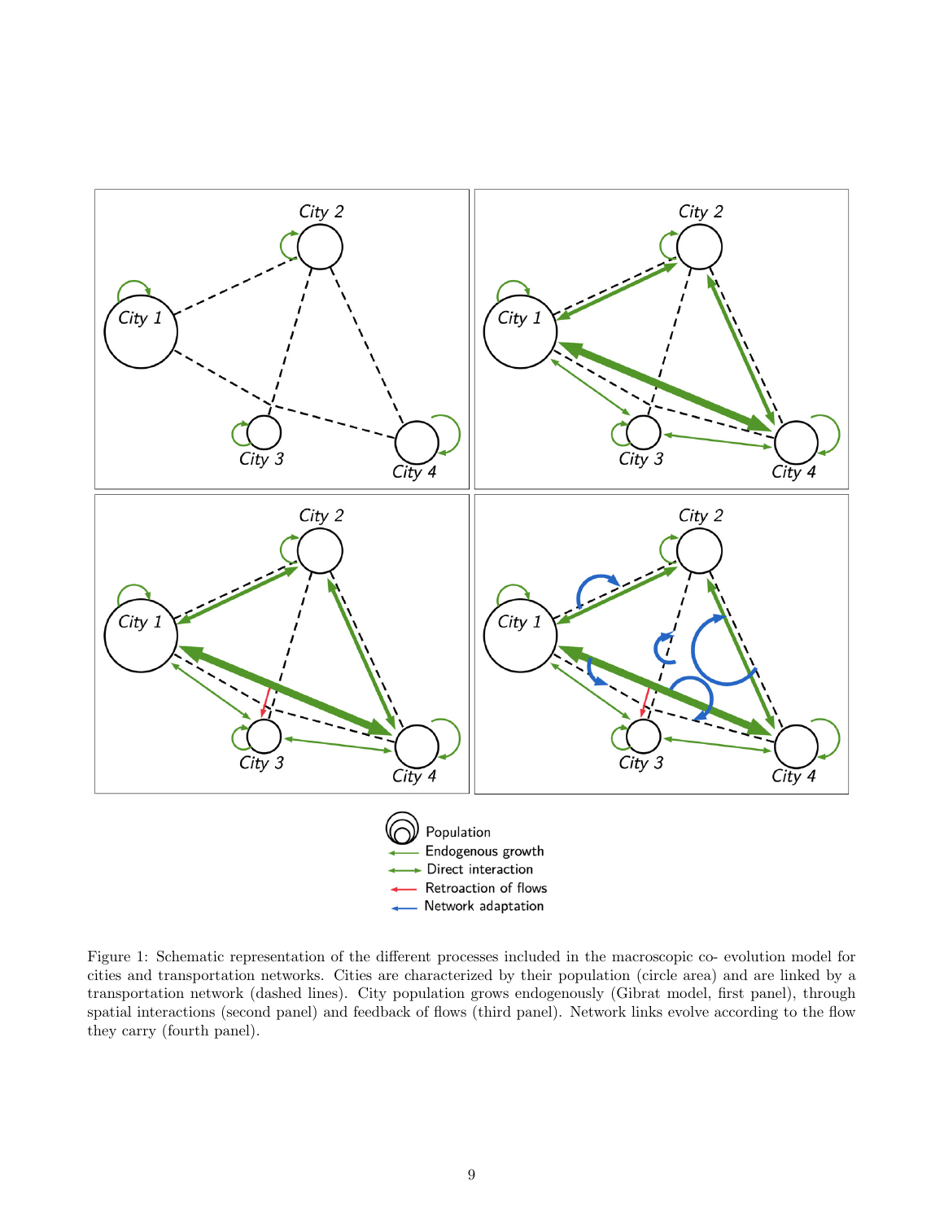Figure 1: Schematic representation of the different processes included in the macroscopic co- evolution model for cities and transportation networks. Cities are characterized by their population (circle area) and are linked by a transportation network (dashed lines). City population grows endogenously (Gibrat model, first panel), through spatial interactions (second panel) and feedback of flows (third panel). Network links evolve according to the flow they carry (fourth panel).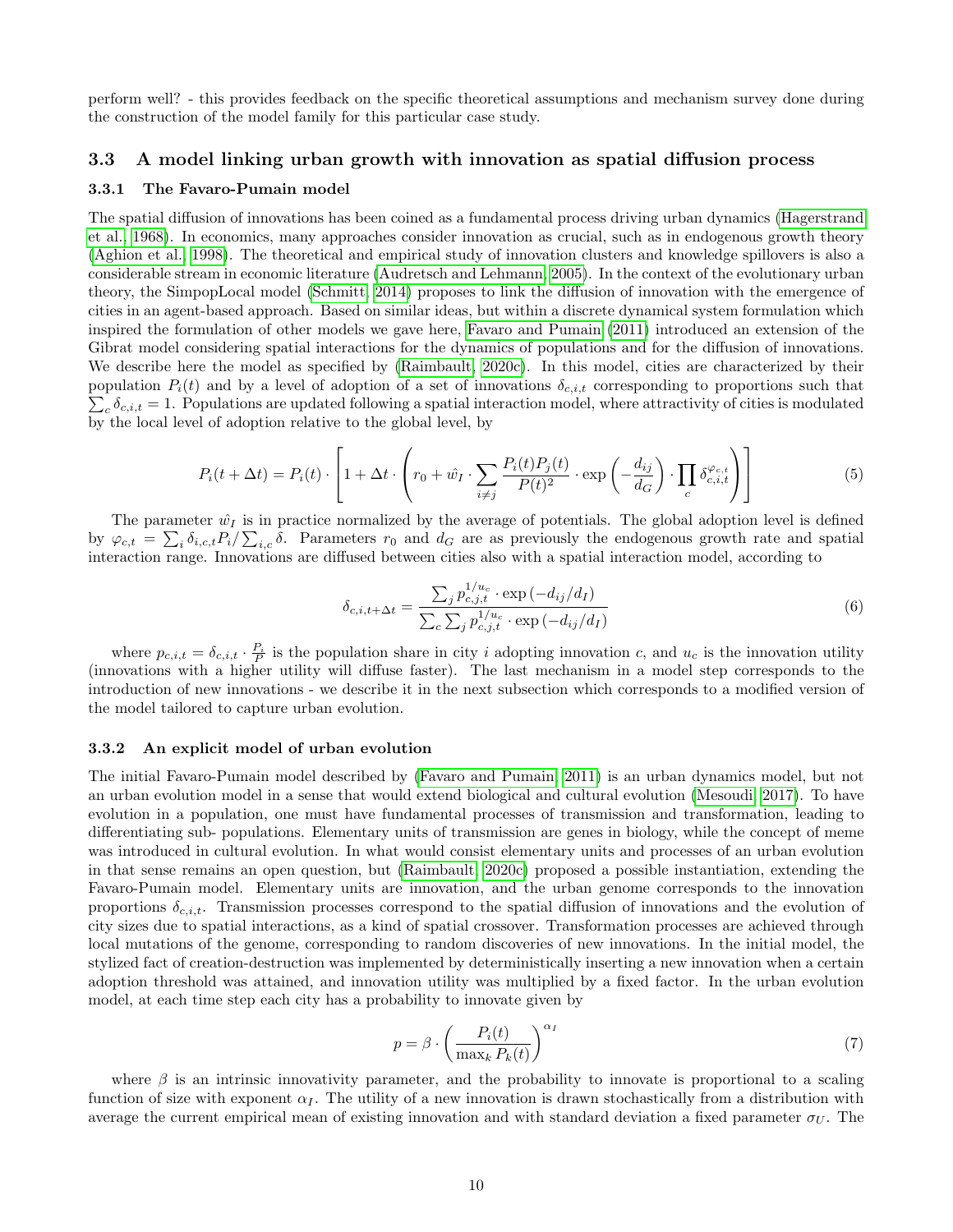perform well? - this provides feedback on the specific theoretical assumptions and mechanism survey done during the construction of the model family for this particular case study.

### 3.3 A model linking urban growth with innovation as spatial diffusion process

#### 3.3.1 The Favaro-Pumain model

The spatial diffusion of innovations has been coined as a fundamental process driving urban dynamics (Hagerstrand et al., 1968). In economics, many approaches consider innovation as crucial, such as in endogenous growth theory (Aghion et al., 1998). The theoretical and empirical study of innovation clusters and knowledge spillovers is also a considerable stream in economic literature (Audretsch and Lehmann, 2005). In the context of the evolutionary urban theory, the SimpopLocal model (Schmitt, 2014) proposes to link the diffusion of innovation with the emergence of cities in an agent-based approach. Based on similar ideas, but within a discrete dynamical system formulation which inspired the formulation of other models we gave here, Favaro and Pumain (2011) introduced an extension of the Gibrat model considering spatial interactions for the dynamics of populations and for the diffusion of innovations. We describe here the model as specified by (Raimbault, 2020c). In this model, cities are characterized by their population $P_i(t)$ and by a level of adoption of a set of innovations $\delta_{c,i,t}$ corresponding to proportions such that $\sum_c \delta_{c,i,t} = 1$. Populations are updated following a spatial interaction model, where attractivity of cities is modulated by the local level of adoption relative to the global level, by

$$P_i(t + \Delta t) = P_i(t) \cdot \left[ 1 + \Delta t \cdot \left( r_0 + \hat{w_I} \cdot \sum_{i \neq j} \frac{P_i(t) P_j(t)}{P(t)^2} \cdot \exp\left( - \frac{d_{ij}}{d_G} \right) \cdot \prod_c \delta_{c,i,t}^{\varphi_{c,t}} \right) \right] \tag{5}$$

The parameter $\hat{w_I}$ is in practice normalized by the average of potentials. The global adoption level is defined by $\varphi_{c,t} = \sum_i \delta_{i,c,t} P_i / \sum_{i,c} \delta$. Parameters $r_0$ and $d_G$ are as previously the endogenous growth rate and spatial interaction range. Innovations are diffused between cities also with a spatial interaction model, according to

$$\delta_{c,i,t+\Delta t} = \frac{\sum_j p_{c,j,t}^{1/u_c} \cdot \exp\left(-d_{ij}/d_I\right)}{\sum_c \sum_j p_{c,j,t}^{1/u_c} \cdot \exp\left(-d_{ij}/d_I\right)} \tag{6}$$

where $p_{c,i,t} = \delta_{c,i,t} \cdot \frac{P_i}{P}$ is the population share in city $i$ adopting innovation $c$, and $u_c$ is the innovation utility (innovations with a higher utility will diffuse faster). The last mechanism in a model step corresponds to the introduction of new innovations - we describe it in the next subsection which corresponds to a modified version of the model tailored to capture urban evolution.

#### 3.3.2 An explicit model of urban evolution

The initial Favaro-Pumain model described by (Favaro and Pumain, 2011) is an urban dynamics model, but not an urban evolution model in a sense that would extend biological and cultural evolution (Mesoudi, 2017). To have evolution in a population, one must have fundamental processes of transmission and transformation, leading to differentiating sub- populations. Elementary units of transmission are genes in biology, while the concept of meme was introduced in cultural evolution. In what would consist elementary units and processes of an urban evolution in that sense remains an open question, but (Raimbault, 2020c) proposed a possible instantiation, extending the Favaro-Pumain model. Elementary units are innovation, and the urban genome corresponds to the innovation proportions $\delta_{c,i,t}$. Transmission processes correspond to the spatial diffusion of innovations and the evolution of city sizes due to spatial interactions, as a kind of spatial crossover. Transformation processes are achieved through local mutations of the genome, corresponding to random discoveries of new innovations. In the initial model, the stylized fact of creation-destruction was implemented by deterministically inserting a new innovation when a certain adoption threshold was attained, and innovation utility was multiplied by a fixed factor. In the urban evolution model, at each time step each city has a probability to innovate given by

$$p = \beta \cdot \left( \frac{P_i(t)}{\max_k P_k(t)} \right)^{\alpha_I} \tag{7}$$

where $\beta$ is an intrinsic innovativity parameter, and the probability to innovate is proportional to a scaling function of size with exponent $\alpha_I$. The utility of a new innovation is drawn stochastically from a distribution with average the current empirical mean of existing innovation and with standard deviation a fixed parameter $\sigma_U$. The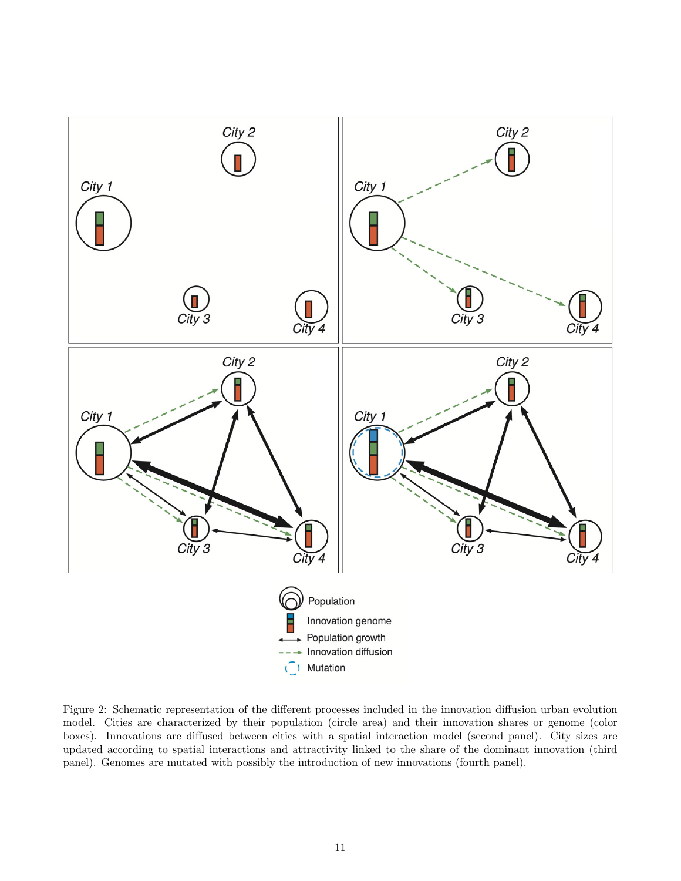Figure 2: Schematic representation of the different processes included in the innovation diffusion urban evolution model. Cities are characterized by their population (circle area) and their innovation shares or genome (color boxes). Innovations are diffused between cities with a spatial interaction model (second panel). City sizes are updated according to spatial interactions and attractivity linked to the share of the dominant innovation (third panel). Genomes are mutated with possibly the introduction of new innovations (fourth panel).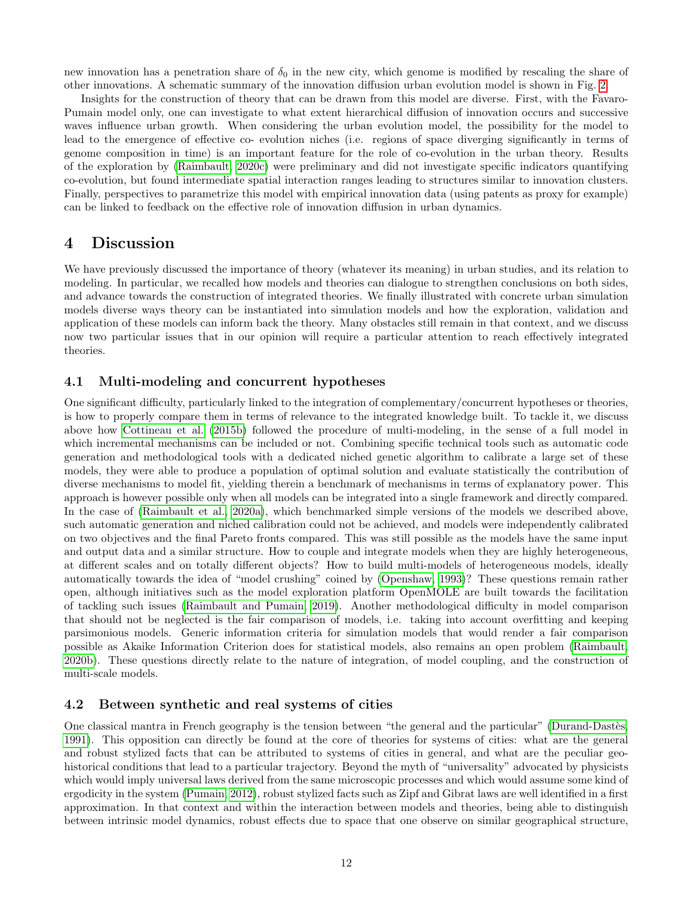new innovation has a penetration share of $\delta_0$ in the new city, which genome is modified by rescaling the share of other innovations. A schematic summary of the innovation diffusion urban evolution model is shown in Fig. 2.

Insights for the construction of theory that can be drawn from this model are diverse. First, with the Favaro-Pumain model only, one can investigate to what extent hierarchical diffusion of innovation occurs and successive waves influence urban growth. When considering the urban evolution model, the possibility for the model to lead to the emergence of effective co- evolution niches (i.e. regions of space diverging significantly in terms of genome composition in time) is an important feature for the role of co-evolution in the urban theory. Results of the exploration by (Raimbault, 2020c) were preliminary and did not investigate specific indicators quantifying co-evolution, but found intermediate spatial interaction ranges leading to structures similar to innovation clusters. Finally, perspectives to parametrize this model with empirical innovation data (using patents as proxy for example) can be linked to feedback on the effective role of innovation diffusion in urban dynamics.

# 4 Discussion

We have previously discussed the importance of theory (whatever its meaning) in urban studies, and its relation to modeling. In particular, we recalled how models and theories can dialogue to strengthen conclusions on both sides, and advance towards the construction of integrated theories. We finally illustrated with concrete urban simulation models diverse ways theory can be instantiated into simulation models and how the exploration, validation and application of these models can inform back the theory. Many obstacles still remain in that context, and we discuss now two particular issues that in our opinion will require a particular attention to reach effectively integrated theories.

## 4.1 Multi-modeling and concurrent hypotheses

One significant difficulty, particularly linked to the integration of complementary/concurrent hypotheses or theories, is how to properly compare them in terms of relevance to the integrated knowledge built. To tackle it, we discuss above how Cottineau et al. (2015b) followed the procedure of multi-modeling, in the sense of a full model in which incremental mechanisms can be included or not. Combining specific technical tools such as automatic code generation and methodological tools with a dedicated niched genetic algorithm to calibrate a large set of these models, they were able to produce a population of optimal solution and evaluate statistically the contribution of diverse mechanisms to model fit, yielding therein a benchmark of mechanisms in terms of explanatory power. This approach is however possible only when all models can be integrated into a single framework and directly compared. In the case of (Raimbault et al., 2020a), which benchmarked simple versions of the models we described above, such automatic generation and niched calibration could not be achieved, and models were independently calibrated on two objectives and the final Pareto fronts compared. This was still possible as the models have the same input and output data and a similar structure. How to couple and integrate models when they are highly heterogeneous, at different scales and on totally different objects? How to build multi-models of heterogeneous models, ideally automatically towards the idea of "model crushing" coined by (Openshaw, 1993)? These questions remain rather open, although initiatives such as the model exploration platform OpenMOLE are built towards the facilitation of tackling such issues (Raimbault and Pumain, 2019). Another methodological difficulty in model comparison that should not be neglected is the fair comparison of models, i.e. taking into account overfitting and keeping parsimonious models. Generic information criteria for simulation models that would render a fair comparison possible as Akaike Information Criterion does for statistical models, also remains an open problem (Raimbault, 2020b). These questions directly relate to the nature of integration, of model coupling, and the construction of multi-scale models.

## 4.2 Between synthetic and real systems of cities

One classical mantra in French geography is the tension between "the general and the particular" (Durand-Dastès, 1991). This opposition can directly be found at the core of theories for systems of cities: what are the general and robust stylized facts that can be attributed to systems of cities in general, and what are the peculiar geo-historical conditions that lead to a particular trajectory. Beyond the myth of "universality" advocated by physicists which would imply universal laws derived from the same microscopic processes and which would assume some kind of ergodicity in the system (Pumain, 2012), robust stylized facts such as Zipf and Gibrat laws are well identified in a first approximation. In that context and within the interaction between models and theories, being able to distinguish between intrinsic model dynamics, robust effects due to space that one observe on similar geographical structure,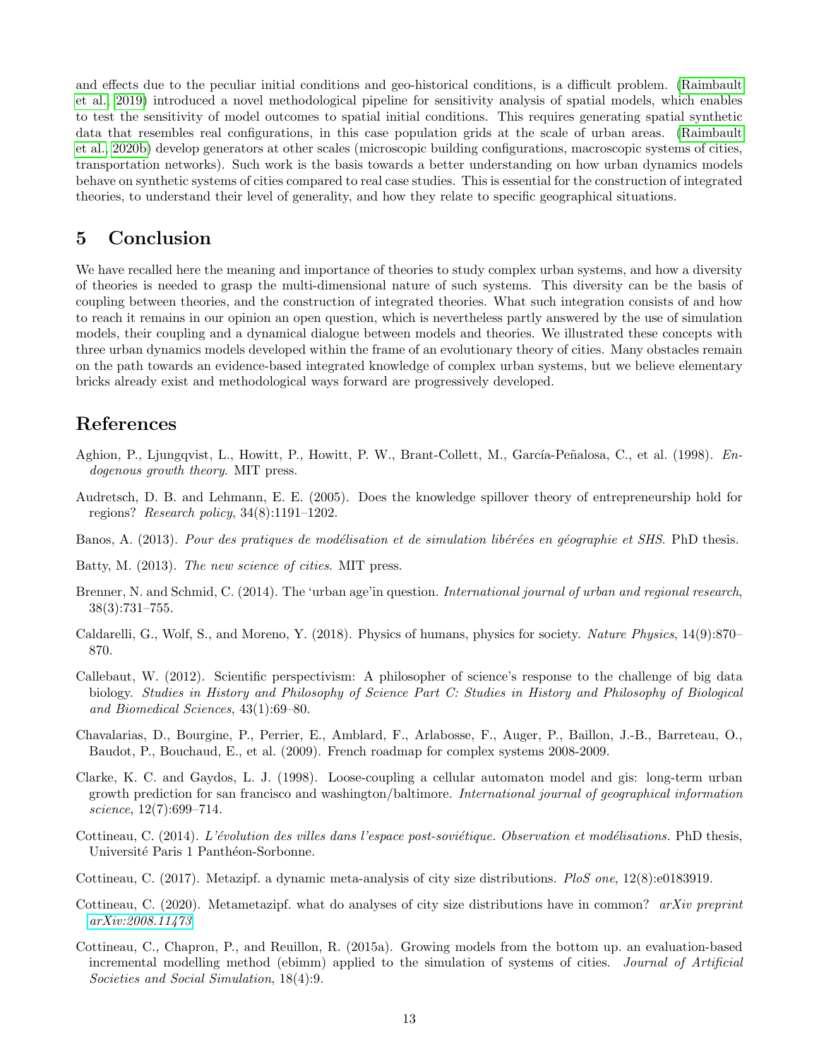and effects due to the peculiar initial conditions and geo-historical conditions, is a difficult problem. (Raimbault et al., 2019) introduced a novel methodological pipeline for sensitivity analysis of spatial models, which enables to test the sensitivity of model outcomes to spatial initial conditions. This requires generating spatial synthetic data that resembles real configurations, in this case population grids at the scale of urban areas. (Raimbault et al., 2020b) develop generators at other scales (microscopic building configurations, macroscopic systems of cities, transportation networks). Such work is the basis towards a better understanding on how urban dynamics models behave on synthetic systems of cities compared to real case studies. This is essential for the construction of integrated theories, to understand their level of generality, and how they relate to specific geographical situations.

# 5 Conclusion

We have recalled here the meaning and importance of theories to study complex urban systems, and how a diversity of theories is needed to grasp the multi-dimensional nature of such systems. This diversity can be the basis of coupling between theories, and the construction of integrated theories. What such integration consists of and how to reach it remains in our opinion an open question, which is nevertheless partly answered by the use of simulation models, their coupling and a dynamical dialogue between models and theories. We illustrated these concepts with three urban dynamics models developed within the frame of an evolutionary theory of cities. Many obstacles remain on the path towards an evidence-based integrated knowledge of complex urban systems, but we believe elementary bricks already exist and methodological ways forward are progressively developed.

# References

Aghion, P., Ljungqvist, L., Howitt, P., Howitt, P. W., Brant-Collett, M., García-Peñalosa, C., et al. (1998). *Endogenous growth theory*. MIT press.

Audretsch, D. B. and Lehmann, E. E. (2005). Does the knowledge spillover theory of entrepreneurship hold for regions? *Research policy*, 34(8):1191–1202.

Banos, A. (2013). *Pour des pratiques de modélisation et de simulation libérées en géographie et SHS*. PhD thesis.

Batty, M. (2013). *The new science of cities*. MIT press.

Brenner, N. and Schmid, C. (2014). The 'urban age'in question. *International journal of urban and regional research*, 38(3):731–755.

Caldarelli, G., Wolf, S., and Moreno, Y. (2018). Physics of humans, physics for society. *Nature Physics*, 14(9):870–870.

Callebaut, W. (2012). Scientific perspectivism: A philosopher of science's response to the challenge of big data biology. *Studies in History and Philosophy of Science Part C: Studies in History and Philosophy of Biological and Biomedical Sciences*, 43(1):69–80.

Chavalarias, D., Bourgine, P., Perrier, E., Amblard, F., Arlabosse, F., Auger, P., Baillon, J.-B., Barreteau, O., Baudot, P., Bouchaud, E., et al. (2009). French roadmap for complex systems 2008-2009.

Clarke, K. C. and Gaydos, L. J. (1998). Loose-coupling a cellular automaton model and gis: long-term urban growth prediction for san francisco and washington/baltimore. *International journal of geographical information science*, 12(7):699–714.

Cottineau, C. (2014). *L'évolution des villes dans l'espace post-soviétique. Observation et modélisations.* PhD thesis, Université Paris 1 Panthéon-Sorbonne.

Cottineau, C. (2017). Metazipf. a dynamic meta-analysis of city size distributions. *PloS one*, 12(8):e0183919.

Cottineau, C. (2020). Metametazipf. what do analyses of city size distributions have in common? *arXiv preprint arXiv:2008.11473*.

Cottineau, C., Chapron, P., and Reuillon, R. (2015a). Growing models from the bottom up. an evaluation-based incremental modelling method (ebimm) applied to the simulation of systems of cities. *Journal of Artificial Societies and Social Simulation*, 18(4):9.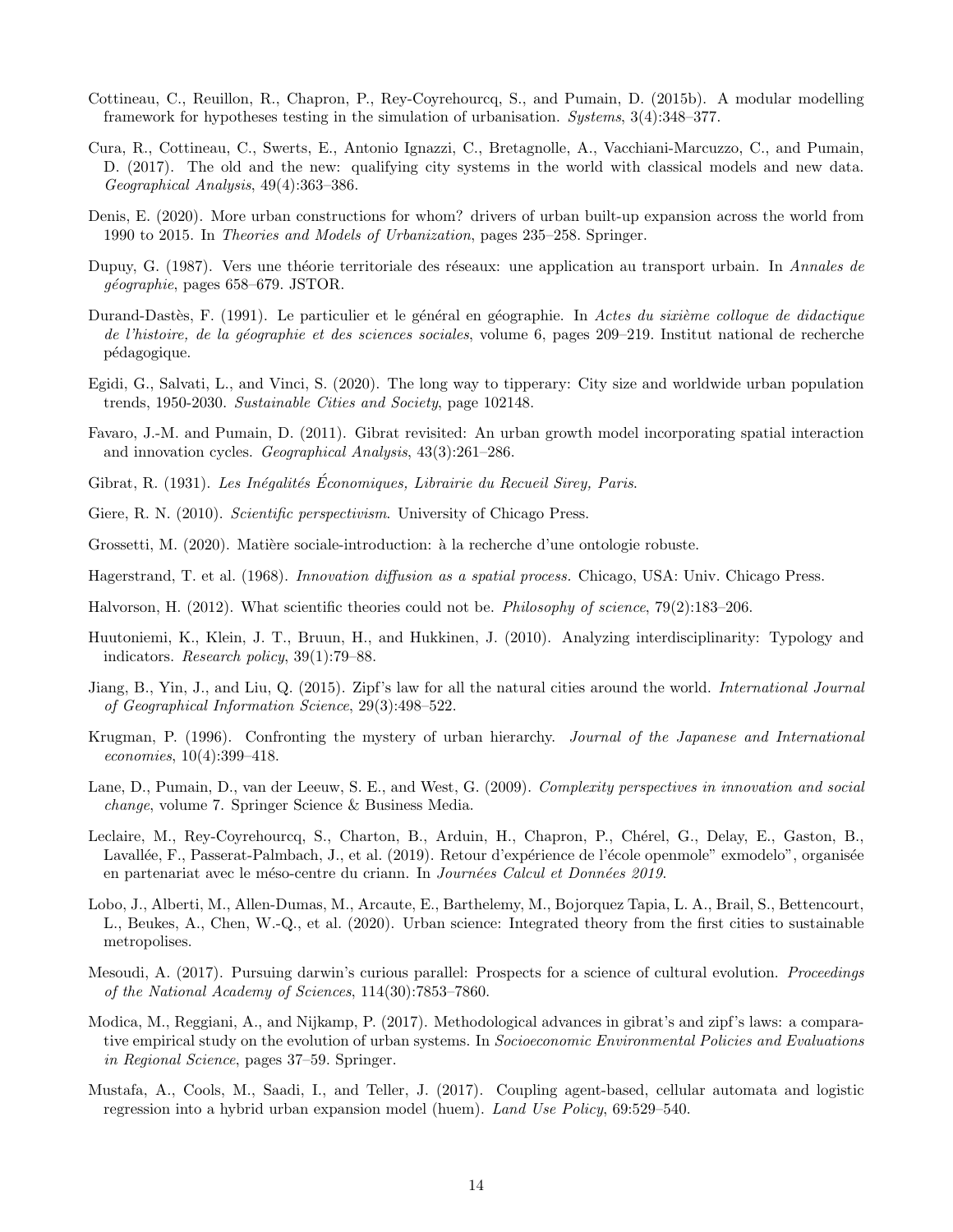Cottineau, C., Reuillon, R., Chapron, P., Rey-Coyrehourcq, S., and Pumain, D. (2015b). A modular modelling framework for hypotheses testing in the simulation of urbanisation. *Systems*, 3(4):348–377.

Cura, R., Cottineau, C., Swerts, E., Antonio Ignazzi, C., Bretagnolle, A., Vacchiani-Marcuzzo, C., and Pumain, D. (2017). The old and the new: qualifying city systems in the world with classical models and new data. *Geographical Analysis*, 49(4):363–386.

Denis, E. (2020). More urban constructions for whom? drivers of urban built-up expansion across the world from 1990 to 2015. In *Theories and Models of Urbanization*, pages 235–258. Springer.

Dupuy, G. (1987). Vers une théorie territoriale des réseaux: une application au transport urbain. In *Annales de géographie*, pages 658–679. JSTOR.

Durand-Dastès, F. (1991). Le particulier et le général en géographie. In *Actes du sixième colloque de didactique de l'histoire, de la géographie et des sciences sociales*, volume 6, pages 209–219. Institut national de recherche pédagogique.

Egidi, G., Salvati, L., and Vinci, S. (2020). The long way to tipperary: City size and worldwide urban population trends, 1950-2030. *Sustainable Cities and Society*, page 102148.

Favaro, J.-M. and Pumain, D. (2011). Gibrat revisited: An urban growth model incorporating spatial interaction and innovation cycles. *Geographical Analysis*, 43(3):261–286.

Gibrat, R. (1931). *Les Inégalités Économiques, Librairie du Recueil Sirey, Paris*.

Giere, R. N. (2010). *Scientific perspectivism*. University of Chicago Press.

Grossetti, M. (2020). Matière sociale-introduction: à la recherche d'une ontologie robuste.

Hagerstrand, T. et al. (1968). *Innovation diffusion as a spatial process.* Chicago, USA: Univ. Chicago Press.

Halvorson, H. (2012). What scientific theories could not be. *Philosophy of science*, 79(2):183–206.

Huutoniemi, K., Klein, J. T., Bruun, H., and Hukkinen, J. (2010). Analyzing interdisciplinarity: Typology and indicators. *Research policy*, 39(1):79–88.

Jiang, B., Yin, J., and Liu, Q. (2015). Zipf's law for all the natural cities around the world. *International Journal of Geographical Information Science*, 29(3):498–522.

Krugman, P. (1996). Confronting the mystery of urban hierarchy. *Journal of the Japanese and International economies*, 10(4):399–418.

Lane, D., Pumain, D., van der Leeuw, S. E., and West, G. (2009). *Complexity perspectives in innovation and social change*, volume 7. Springer Science & Business Media.

Leclaire, M., Rey-Coyrehourcq, S., Charton, B., Arduin, H., Chapron, P., Chérel, G., Delay, E., Gaston, B., Lavallée, F., Passerat-Palmbach, J., et al. (2019). Retour d'expérience de l'école openmole" exmodelo", organisée en partenariat avec le méso-centre du criann. In *Journées Calcul et Données 2019*.

Lobo, J., Alberti, M., Allen-Dumas, M., Arcaute, E., Barthelemy, M., Bojorquez Tapia, L. A., Brail, S., Bettencourt, L., Beukes, A., Chen, W.-Q., et al. (2020). Urban science: Integrated theory from the first cities to sustainable metropolises.

Mesoudi, A. (2017). Pursuing darwin's curious parallel: Prospects for a science of cultural evolution. *Proceedings of the National Academy of Sciences*, 114(30):7853–7860.

Modica, M., Reggiani, A., and Nijkamp, P. (2017). Methodological advances in gibrat's and zipf's laws: a comparative empirical study on the evolution of urban systems. In *Socioeconomic Environmental Policies and Evaluations in Regional Science*, pages 37–59. Springer.

Mustafa, A., Cools, M., Saadi, I., and Teller, J. (2017). Coupling agent-based, cellular automata and logistic regression into a hybrid urban expansion model (huem). *Land Use Policy*, 69:529–540.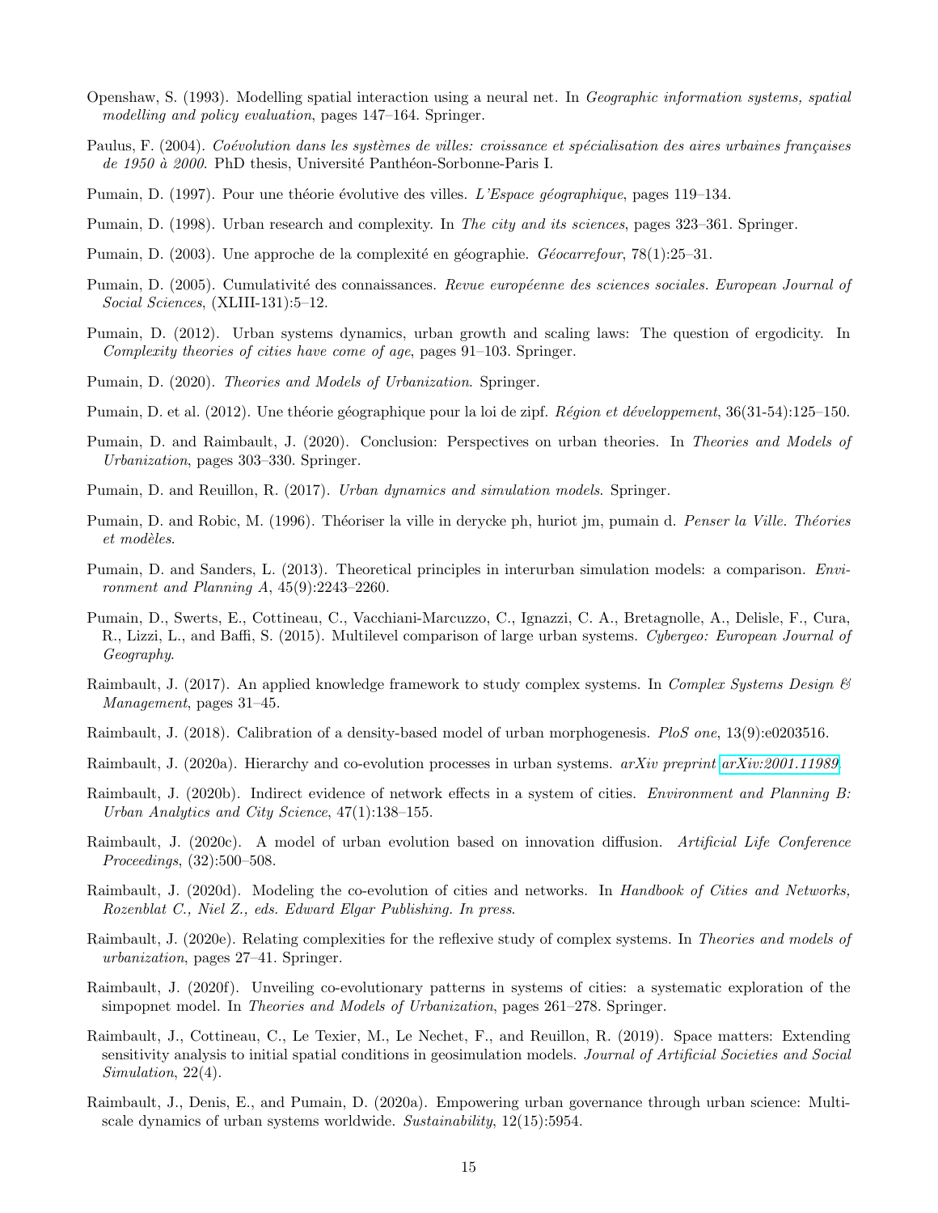Openshaw, S. (1993). Modelling spatial interaction using a neural net. In *Geographic information systems, spatial modelling and policy evaluation*, pages 147–164. Springer.

Paulus, F. (2004). *Coévolution dans les systèmes de villes: croissance et spécialisation des aires urbaines françaises de 1950 à 2000*. PhD thesis, Université Panthéon-Sorbonne-Paris I.

Pumain, D. (1997). Pour une théorie évolutive des villes. *L'Espace géographique*, pages 119–134.

Pumain, D. (1998). Urban research and complexity. In *The city and its sciences*, pages 323–361. Springer.

Pumain, D. (2003). Une approche de la complexité en géographie. *Géocarrefour*, 78(1):25–31.

Pumain, D. (2005). Cumulativité des connaissances. *Revue européenne des sciences sociales. European Journal of Social Sciences*, (XLIII-131):5–12.

Pumain, D. (2012). Urban systems dynamics, urban growth and scaling laws: The question of ergodicity. In *Complexity theories of cities have come of age*, pages 91–103. Springer.

Pumain, D. (2020). *Theories and Models of Urbanization*. Springer.

Pumain, D. et al. (2012). Une théorie géographique pour la loi de zipf. *Région et développement*, 36(31-54):125–150.

Pumain, D. and Raimbault, J. (2020). Conclusion: Perspectives on urban theories. In *Theories and Models of Urbanization*, pages 303–330. Springer.

Pumain, D. and Reuillon, R. (2017). *Urban dynamics and simulation models*. Springer.

Pumain, D. and Robic, M. (1996). Théoriser la ville in derycke ph, huriot jm, pumain d. *Penser la Ville. Théories et modèles*.

Pumain, D. and Sanders, L. (2013). Theoretical principles in interurban simulation models: a comparison. *Environment and Planning A*, 45(9):2243–2260.

Pumain, D., Swerts, E., Cottineau, C., Vacchiani-Marcuzzo, C., Ignazzi, C. A., Bretagnolle, A., Delisle, F., Cura, R., Lizzi, L., and Baffi, S. (2015). Multilevel comparison of large urban systems. *Cybergeo: European Journal of Geography*.

Raimbault, J. (2017). An applied knowledge framework to study complex systems. In *Complex Systems Design & Management*, pages 31–45.

Raimbault, J. (2018). Calibration of a density-based model of urban morphogenesis. *PloS one*, 13(9):e0203516.

Raimbault, J. (2020a). Hierarchy and co-evolution processes in urban systems. *arXiv preprint arXiv:2001.11989*.

Raimbault, J. (2020b). Indirect evidence of network effects in a system of cities. *Environment and Planning B: Urban Analytics and City Science*, 47(1):138–155.

Raimbault, J. (2020c). A model of urban evolution based on innovation diffusion. *Artificial Life Conference Proceedings*, (32):500–508.

Raimbault, J. (2020d). Modeling the co-evolution of cities and networks. In *Handbook of Cities and Networks, Rozenblat C., Niel Z., eds. Edward Elgar Publishing. In press*.

Raimbault, J. (2020e). Relating complexities for the reflexive study of complex systems. In *Theories and models of urbanization*, pages 27–41. Springer.

Raimbault, J. (2020f). Unveiling co-evolutionary patterns in systems of cities: a systematic exploration of the simpopnet model. In *Theories and Models of Urbanization*, pages 261–278. Springer.

Raimbault, J., Cottineau, C., Le Texier, M., Le Nechet, F., and Reuillon, R. (2019). Space matters: Extending sensitivity analysis to initial spatial conditions in geosimulation models. *Journal of Artificial Societies and Social Simulation*, 22(4).

Raimbault, J., Denis, E., and Pumain, D. (2020a). Empowering urban governance through urban science: Multi-scale dynamics of urban systems worldwide. *Sustainability*, 12(15):5954.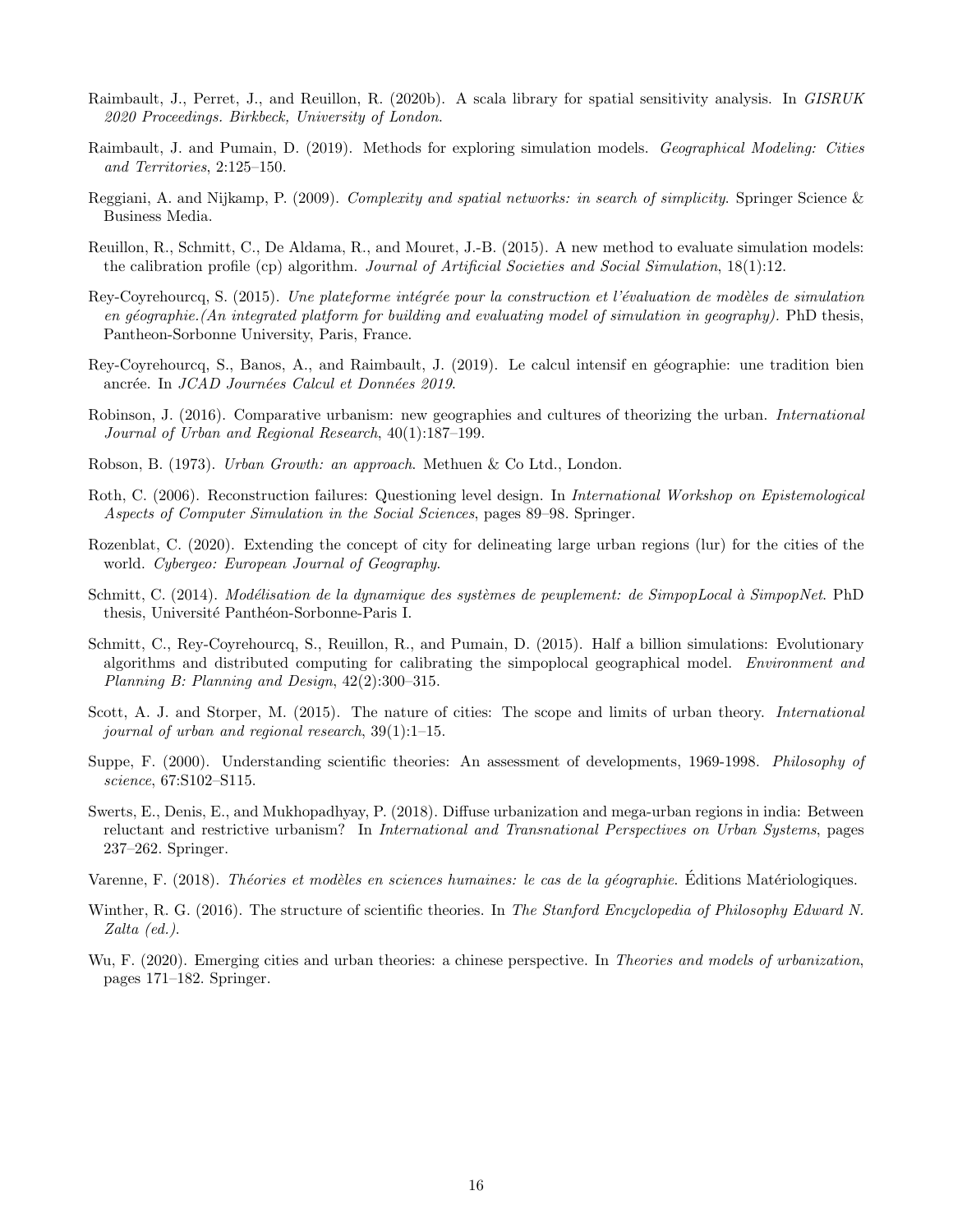Raimbault, J., Perret, J., and Reuillon, R. (2020b). A scala library for spatial sensitivity analysis. In *GISRUK 2020 Proceedings. Birkbeck, University of London*.

Raimbault, J. and Pumain, D. (2019). Methods for exploring simulation models. *Geographical Modeling: Cities and Territories*, 2:125–150.

Reggiani, A. and Nijkamp, P. (2009). *Complexity and spatial networks: in search of simplicity*. Springer Science & Business Media.

Reuillon, R., Schmitt, C., De Aldama, R., and Mouret, J.-B. (2015). A new method to evaluate simulation models: the calibration profile (cp) algorithm. *Journal of Artificial Societies and Social Simulation*, 18(1):12.

Rey-Coyrehourcq, S. (2015). *Une plateforme intégrée pour la construction et l'évaluation de modèles de simulation en géographie.(An integrated platform for building and evaluating model of simulation in geography)*. PhD thesis, Pantheon-Sorbonne University, Paris, France.

Rey-Coyrehourcq, S., Banos, A., and Raimbault, J. (2019). Le calcul intensif en géographie: une tradition bien ancrée. In *JCAD Journées Calcul et Données 2019*.

Robinson, J. (2016). Comparative urbanism: new geographies and cultures of theorizing the urban. *International Journal of Urban and Regional Research*, 40(1):187–199.

Robson, B. (1973). *Urban Growth: an approach*. Methuen & Co Ltd., London.

Roth, C. (2006). Reconstruction failures: Questioning level design. In *International Workshop on Epistemological Aspects of Computer Simulation in the Social Sciences*, pages 89–98. Springer.

Rozenblat, C. (2020). Extending the concept of city for delineating large urban regions (lur) for the cities of the world. *Cybergeo: European Journal of Geography*.

Schmitt, C. (2014). *Modélisation de la dynamique des systèmes de peuplement: de SimpopLocal à SimpopNet*. PhD thesis, Université Panthéon-Sorbonne-Paris I.

Schmitt, C., Rey-Coyrehourcq, S., Reuillon, R., and Pumain, D. (2015). Half a billion simulations: Evolutionary algorithms and distributed computing for calibrating the simpoplocal geographical model. *Environment and Planning B: Planning and Design*, 42(2):300–315.

Scott, A. J. and Storper, M. (2015). The nature of cities: The scope and limits of urban theory. *International journal of urban and regional research*, 39(1):1–15.

Suppe, F. (2000). Understanding scientific theories: An assessment of developments, 1969-1998. *Philosophy of science*, 67:S102–S115.

Swerts, E., Denis, E., and Mukhopadhyay, P. (2018). Diffuse urbanization and mega-urban regions in india: Between reluctant and restrictive urbanism? In *International and Transnational Perspectives on Urban Systems*, pages 237–262. Springer.

Varenne, F. (2018). *Théories et modèles en sciences humaines: le cas de la géographie*. Éditions Matériologiques.

Winther, R. G. (2016). The structure of scientific theories. In *The Stanford Encyclopedia of Philosophy Edward N. Zalta (ed.)*.

Wu, F. (2020). Emerging cities and urban theories: a chinese perspective. In *Theories and models of urbanization*, pages 171–182. Springer.